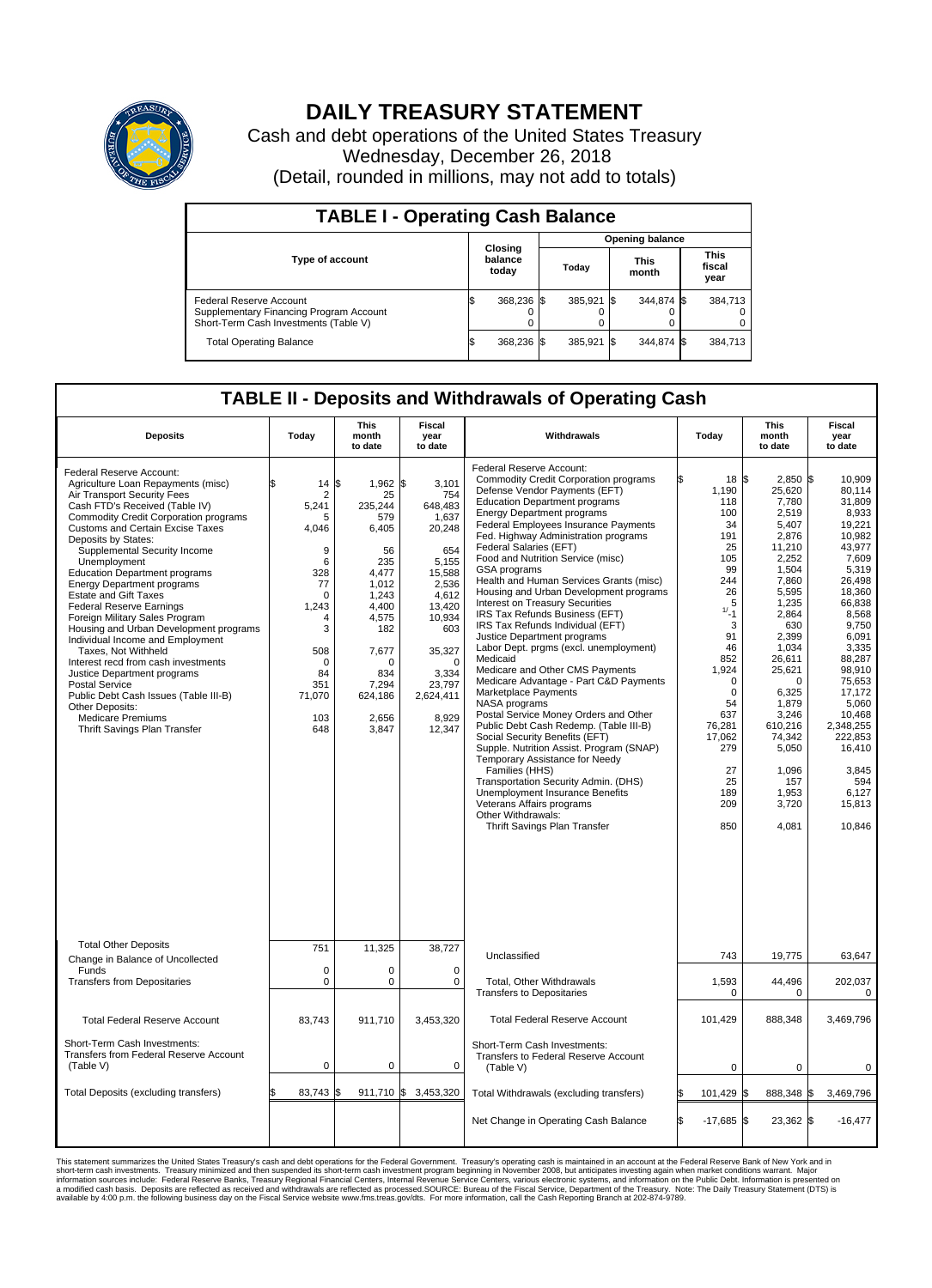# DAILY TREASURY STATEMENT

Cash and debt operations of the United States Treasury
Wednesday, December 26, 2018
(Detail, rounded in millions, may not add to totals)

## TABLE I - Operating Cash Balance

| Type of account | Closing balance today | Opening balance Today | Opening balance This month | Opening balance This fiscal year |
|---|---|---|---|---|
| Federal Reserve Account | $ 368,236 | $ 385,921 | $ 344,874 | $ 384,713 |
| Supplementary Financing Program Account | 0 | 0 | 0 | 0 |
| Short-Term Cash Investments (Table V) | 0 | 0 | 0 | 0 |
| Total Operating Balance | $ 368,236 | $ 385,921 | $ 344,874 | $ 384,713 |

## TABLE II - Deposits and Withdrawals of Operating Cash

| Deposits | Today | This month to date | Fiscal year to date | Withdrawals | Today | This month to date | Fiscal year to date |
|---|---|---|---|---|---|---|---|
| Federal Reserve Account: | | | | Federal Reserve Account: | | | |
| Agriculture Loan Repayments (misc) | $ 14 | $ 1,962 | $ 3,101 | Commodity Credit Corporation programs | $ 18 | $ 2,850 | $ 10,909 |
| Air Transport Security Fees | 2 | 25 | 754 | Defense Vendor Payments (EFT) | 1,190 | 25,620 | 80,114 |
| Cash FTD's Received (Table IV) | 5,241 | 235,244 | 648,483 | Education Department programs | 118 | 7,780 | 31,809 |
| Commodity Credit Corporation programs | 5 | 579 | 1,637 | Energy Department programs | 100 | 2,519 | 8,933 |
| Customs and Certain Excise Taxes | 4,046 | 6,405 | 20,248 | Federal Employees Insurance Payments | 34 | 5,407 | 19,221 |
| Deposits by States: | | | | Fed. Highway Administration programs | 191 | 2,876 | 10,982 |
| Supplemental Security Income | 9 | 56 | 654 | Federal Salaries (EFT) | 25 | 11,210 | 43,977 |
| Unemployment | 6 | 235 | 5,155 | Food and Nutrition Service (misc) | 105 | 2,252 | 7,609 |
| Education Department programs | 328 | 4,477 | 15,588 | GSA programs | 99 | 1,504 | 5,319 |
| Energy Department programs | 77 | 1,012 | 2,536 | Health and Human Services Grants (misc) | 244 | 7,860 | 26,498 |
| Estate and Gift Taxes | 0 | 1,243 | 4,612 | Housing and Urban Development programs | 26 | 5,595 | 18,360 |
| Federal Reserve Earnings | 1,243 | 4,400 | 13,420 | Interest on Treasury Securities | 5 | 1,235 | 66,838 |
| Foreign Military Sales Program | 4 | 4,575 | 10,934 | IRS Tax Refunds Business (EFT) | 1/ -1 | 2,864 | 8,568 |
| Housing and Urban Development programs | 3 | 182 | 603 | IRS Tax Refunds Individual (EFT) | 3 | 630 | 9,750 |
| Individual Income and Employment Taxes, Not Withheld | 508 | 7,677 | 35,327 | Justice Department programs | 91 | 2,399 | 6,091 |
| Interest recd from cash investments | 0 | 0 | 0 | Labor Dept. prgms (excl. unemployment) | 46 | 1,034 | 3,335 |
| Justice Department programs | 84 | 834 | 3,334 | Medicaid | 852 | 26,611 | 88,287 |
| Postal Service | 351 | 7,294 | 23,797 | Medicare and Other CMS Payments | 1,924 | 25,621 | 98,910 |
| Public Debt Cash Issues (Table III-B) | 71,070 | 624,186 | 2,624,411 | Medicare Advantage - Part C&D Payments | 0 | 0 | 75,653 |
| Other Deposits: | | | | Marketplace Payments | 0 | 6,325 | 17,172 |
| Medicare Premiums | 103 | 2,656 | 8,929 | NASA programs | 54 | 1,879 | 5,060 |
| Thrift Savings Plan Transfer | 648 | 3,847 | 12,347 | Postal Service Money Orders and Other | 637 | 3,246 | 10,468 |
| | | | | Public Debt Cash Redemp. (Table III-B) | 76,281 | 610,216 | 2,348,255 |
| | | | | Social Security Benefits (EFT) | 17,062 | 74,342 | 222,853 |
| | | | | Supple. Nutrition Assist. Program (SNAP) | 279 | 5,050 | 16,410 |
| | | | | Temporary Assistance for Needy Families (HHS) | 27 | 1,096 | 3,845 |
| | | | | Transportation Security Admin. (DHS) | 25 | 157 | 594 |
| | | | | Unemployment Insurance Benefits | 189 | 1,953 | 6,127 |
| | | | | Veterans Affairs programs | 209 | 3,720 | 15,813 |
| | | | | Other Withdrawals: | | | |
| | | | | Thrift Savings Plan Transfer | 850 | 4,081 | 10,846 |
| Total Other Deposits | 751 | 11,325 | 38,727 | Unclassified | 743 | 19,775 | 63,647 |
| Change in Balance of Uncollected Funds | 0 | 0 | 0 | | | | |
| Transfers from Depositaries | 0 | 0 | 0 | Total, Other Withdrawals | 1,593 | 44,496 | 202,037 |
| | | | | Transfers to Depositaries | 0 | 0 | 0 |
| Total Federal Reserve Account | 83,743 | 911,710 | 3,453,320 | Total Federal Reserve Account | 101,429 | 888,348 | 3,469,796 |
| Short-Term Cash Investments: Transfers from Federal Reserve Account (Table V) | 0 | 0 | 0 | Short-Term Cash Investments: Transfers to Federal Reserve Account (Table V) | 0 | 0 | 0 |
| Total Deposits (excluding transfers) | $ 83,743 | $ 911,710 | $ 3,453,320 | Total Withdrawals (excluding transfers) | $ 101,429 | $ 888,348 | $ 3,469,796 |
| | | | | Net Change in Operating Cash Balance | $ -17,685 | $ 23,362 | $ -16,477 |

This statement summarizes the United States Treasury's cash and debt operations for the Federal Government. Treasury's operating cash is maintained in an account at the Federal Reserve Bank of New York and in short-term cash investments. Treasury minimized and then suspended its short-term cash investment program beginning in November 2008, but anticipates investing again when market conditions warrant. Major information sources include: Federal Reserve Banks, Treasury Regional Financial Centers, Internal Revenue Service Centers, various electronic systems, and information on the Public Debt. Information is presented on a modified cash basis. Deposits are reflected as received and withdrawals are reflected as processed.SOURCE: Bureau of the Fiscal Service, Department of the Treasury. Note: The Daily Treasury Statement (DTS) is available by 4:00 p.m. the following business day on the Fiscal Service website www.fms.treas.gov/dts. For more information, call the Cash Reporting Branch at 202-874-9789.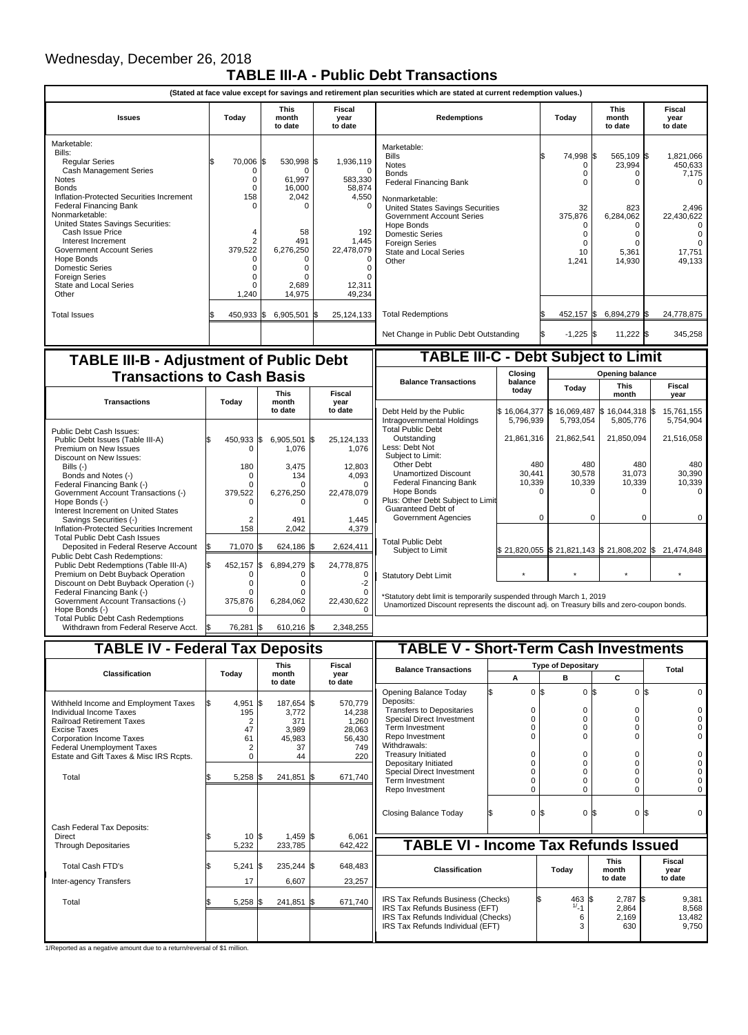Wednesday, December 26, 2018

# TABLE III-A - Public Debt Transactions

(Stated at face value except for savings and retirement plan securities which are stated at current redemption values.)

| Issues | Today | This month to date | Fiscal year to date |
|---|---|---|---|
| Marketable: | | | |
| Bills: | | | |
| Regular Series | $ 70,006 | $ 530,998 | $ 1,936,119 |
| Cash Management Series | 0 | 0 | 0 |
| Notes | 0 | 61,997 | 583,330 |
| Bonds | 0 | 16,000 | 58,874 |
| Inflation-Protected Securities Increment | 158 | 2,042 | 4,550 |
| Federal Financing Bank | 0 | 0 | 0 |
| Nonmarketable: | | | |
| United States Savings Securities: | | | |
| Cash Issue Price | 4 | 58 | 192 |
| Interest Increment | 2 | 491 | 1,445 |
| Government Account Series | 379,522 | 6,276,250 | 22,478,079 |
| Hope Bonds | 0 | 0 | 0 |
| Domestic Series | 0 | 0 | 0 |
| Foreign Series | 0 | 0 | 0 |
| State and Local Series | 0 | 2,689 | 12,311 |
| Other | 1,240 | 14,975 | 49,234 |
| Total Issues | $ 450,933 | $ 6,905,501 | $ 25,124,133 |

| Redemptions | Today | This month to date | Fiscal year to date |
|---|---|---|---|
| Marketable: | | | |
| Bills | $ 74,998 | $ 565,109 | $ 1,821,066 |
| Notes | 0 | 23,994 | 450,633 |
| Bonds | 0 | 0 | 7,175 |
| Federal Financing Bank | 0 | 0 | 0 |
| Nonmarketable: | | | |
| United States Savings Securities | 32 | 823 | 2,496 |
| Government Account Series | 375,876 | 6,284,062 | 22,430,622 |
| Hope Bonds | 0 | 0 | 0 |
| Domestic Series | 0 | 0 | 0 |
| Foreign Series | 0 | 0 | 0 |
| State and Local Series | 10 | 5,361 | 17,751 |
| Other | 1,241 | 14,930 | 49,133 |
| Total Redemptions | $ 452,157 | $ 6,894,279 | $ 24,778,875 |
| Net Change in Public Debt Outstanding | $ -1,225 | $ 11,222 | $ 345,258 |

# TABLE III-B - Adjustment of Public Debt Transactions to Cash Basis

| Transactions | Today | This month to date | Fiscal year to date |
|---|---|---|---|
| Public Debt Cash Issues: | | | |
| Public Debt Issues (Table III-A) | $ 450,933 | $ 6,905,501 | $ 25,124,133 |
| Premium on New Issues | 0 | 1,076 | 1,076 |
| Discount on New Issues: | | | |
| Bills (-) | 180 | 3,475 | 12,803 |
| Bonds and Notes (-) | 0 | 134 | 4,093 |
| Federal Financing Bank (-) | 0 | 0 | 0 |
| Government Account Transactions (-) | 379,522 | 6,276,250 | 22,478,079 |
| Hope Bonds (-) | 0 | 0 | 0 |
| Interest Increment on United States Savings Securities (-) | 2 | 491 | 1,445 |
| Inflation-Protected Securities Increment | 158 | 2,042 | 4,379 |
| Total Public Debt Cash Issues Deposited in Federal Reserve Account | $ 71,070 | $ 624,186 | $ 2,624,411 |
| Public Debt Cash Redemptions: | | | |
| Public Debt Redemptions (Table III-A) | $ 452,157 | $ 6,894,279 | $ 24,778,875 |
| Premium on Debt Buyback Operation | 0 | 0 | 0 |
| Discount on Debt Buyback Operation (-) | 0 | 0 | -2 |
| Federal Financing Bank (-) | 0 | 0 | 0 |
| Government Account Transactions (-) | 375,876 | 6,284,062 | 22,430,622 |
| Hope Bonds (-) | 0 | 0 | 0 |
| Total Public Debt Cash Redemptions Withdrawn from Federal Reserve Acct. | $ 76,281 | $ 610,216 | $ 2,348,255 |

# TABLE III-C - Debt Subject to Limit

| Balance Transactions | Closing balance today | Opening balance Today | Opening balance This month | Opening balance Fiscal year |
|---|---|---|---|---|
| Debt Held by the Public | $ 16,064,377 | $ 16,069,487 | $ 16,044,318 | $ 15,761,155 |
| Intragovernmental Holdings | 5,796,939 | 5,793,054 | 5,805,776 | 5,754,904 |
| Total Public Debt Outstanding | 21,861,316 | 21,862,541 | 21,850,094 | 21,516,058 |
| Less: Debt Not Subject to Limit: | | | | |
| Other Debt | 480 | 480 | 480 | 480 |
| Unamortized Discount | 30,441 | 30,578 | 31,073 | 30,390 |
| Federal Financing Bank | 10,339 | 10,339 | 10,339 | 10,339 |
| Hope Bonds | 0 | 0 | 0 | 0 |
| Plus: Other Debt Subject to Limit | | | | |
| Guaranteed Debt of Government Agencies | 0 | 0 | 0 | 0 |
| Total Public Debt Subject to Limit | $ 21,820,055 | $ 21,821,143 | $ 21,808,202 | $ 21,474,848 |
| Statutory Debt Limit | * | * | * | * |

*Statutory debt limit is temporarily suspended through March 1, 2019
Unamortized Discount represents the discount adj. on Treasury bills and zero-coupon bonds.

# TABLE IV - Federal Tax Deposits

| Classification | Today | This month to date | Fiscal year to date |
|---|---|---|---|
| Withheld Income and Employment Taxes | $ 4,951 | $ 187,654 | $ 570,779 |
| Individual Income Taxes | 195 | 3,772 | 14,238 |
| Railroad Retirement Taxes | 2 | 371 | 1,260 |
| Excise Taxes | 47 | 3,989 | 28,063 |
| Corporation Income Taxes | 61 | 45,983 | 56,430 |
| Federal Unemployment Taxes | 2 | 37 | 749 |
| Estate and Gift Taxes & Misc IRS Rcpts. | 0 | 44 | 220 |
| Total | $ 5,258 | $ 241,851 | $ 671,740 |
| Cash Federal Tax Deposits: | | | |
| Direct | $ 10 | $ 1,459 | $ 6,061 |
| Through Depositaries | 5,232 | 233,785 | 642,422 |
| Total Cash FTD's | $ 5,241 | $ 235,244 | $ 648,483 |
| Inter-agency Transfers | 17 | 6,607 | 23,257 |
| Total | $ 5,258 | $ 241,851 | $ 671,740 |

# TABLE V - Short-Term Cash Investments

| Balance Transactions | Type of Depositary A | B | C | Total |
|---|---|---|---|---|
| Opening Balance Today | $ 0 | $ 0 | $ 0 | $ 0 |
| Deposits: | | | | |
| Transfers to Depositaries | 0 | 0 | 0 | 0 |
| Special Direct Investment | 0 | 0 | 0 | 0 |
| Term Investment | 0 | 0 | 0 | 0 |
| Repo Investment | 0 | 0 | 0 | 0 |
| Withdrawals: | | | | |
| Treasury Initiated | 0 | 0 | 0 | 0 |
| Depositary Initiated | 0 | 0 | 0 | 0 |
| Special Direct Investment | 0 | 0 | 0 | 0 |
| Term Investment | 0 | 0 | 0 | 0 |
| Repo Investment | 0 | 0 | 0 | 0 |
| Closing Balance Today | $ 0 | $ 0 | $ 0 | $ 0 |

# TABLE VI - Income Tax Refunds Issued

| Classification | Today | This month to date | Fiscal year to date |
|---|---|---|---|
| IRS Tax Refunds Business (Checks) | $ 463 | $ 2,787 | $ 9,381 |
| IRS Tax Refunds Business (EFT) | [1/] -1 | 2,864 | 8,568 |
| IRS Tax Refunds Individual (Checks) | 6 | 2,169 | 13,482 |
| IRS Tax Refunds Individual (EFT) | 3 | 630 | 9,750 |

1/Reported as a negative amount due to a return/reversal of $1 million.